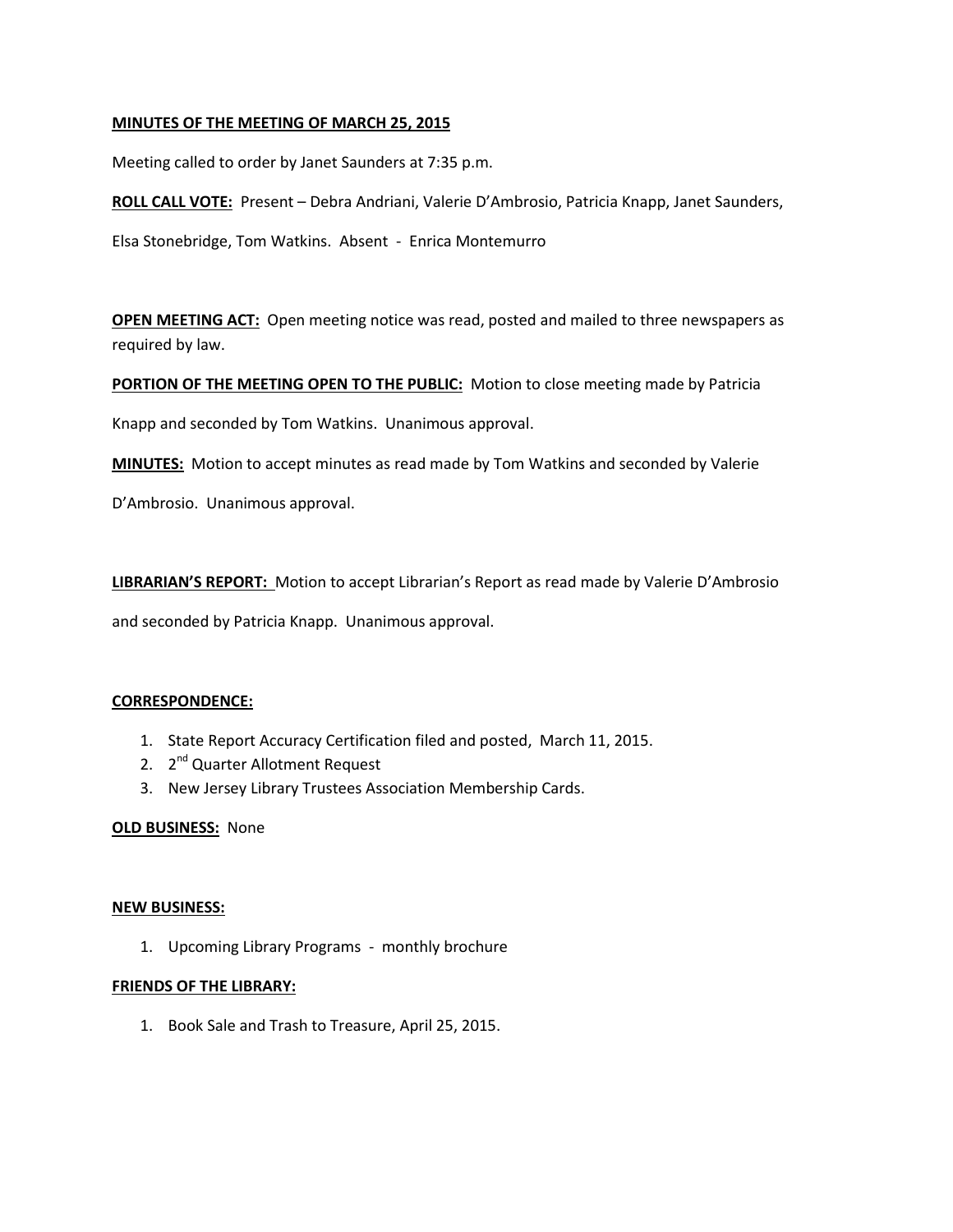**MINUTES OF THE MEETING OF MARCH 25, 2015**

Meeting called to order by Janet Saunders at 7:35 p.m.

**ROLL CALL VOTE:** Present – Debra Andriani, Valerie D'Ambrosio, Patricia Knapp, Janet Saunders, Elsa Stonebridge, Tom Watkins. Absent - Enrica Montemurro

**OPEN MEETING ACT:** Open meeting notice was read, posted and mailed to three newspapers as required by law.

**PORTION OF THE MEETING OPEN TO THE PUBLIC:** Motion to close meeting made by Patricia Knapp and seconded by Tom Watkins. Unanimous approval.

**MINUTES:** Motion to accept minutes as read made by Tom Watkins and seconded by Valerie D'Ambrosio. Unanimous approval.

**LIBRARIAN'S REPORT:** Motion to accept Librarian's Report as read made by Valerie D'Ambrosio and seconded by Patricia Knapp. Unanimous approval.

**CORRESPONDENCE:**

1. State Report Accuracy Certification filed and posted, March 11, 2015.
2. 2nd Quarter Allotment Request
3. New Jersey Library Trustees Association Membership Cards.

**OLD BUSINESS:** None

**NEW BUSINESS:**

1. Upcoming Library Programs - monthly brochure

**FRIENDS OF THE LIBRARY:**

1. Book Sale and Trash to Treasure, April 25, 2015.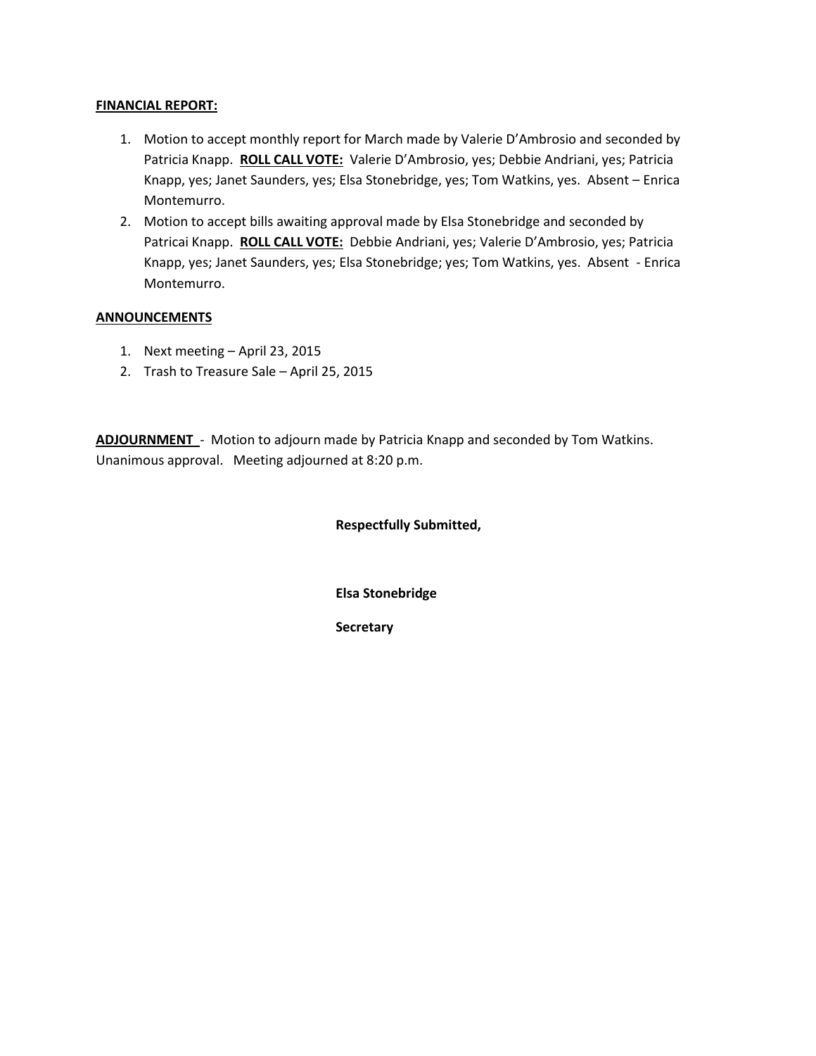**FINANCIAL REPORT:**

1. Motion to accept monthly report for March made by Valerie D'Ambrosio and seconded by Patricia Knapp. **ROLL CALL VOTE:** Valerie D'Ambrosio, yes; Debbie Andriani, yes; Patricia Knapp, yes; Janet Saunders, yes; Elsa Stonebridge, yes; Tom Watkins, yes. Absent – Enrica Montemurro.
2. Motion to accept bills awaiting approval made by Elsa Stonebridge and seconded by Patricai Knapp. **ROLL CALL VOTE:** Debbie Andriani, yes; Valerie D'Ambrosio, yes; Patricia Knapp, yes; Janet Saunders, yes; Elsa Stonebridge; yes; Tom Watkins, yes. Absent - Enrica Montemurro.

**ANNOUNCEMENTS**

1. Next meeting – April 23, 2015
2. Trash to Treasure Sale – April 25, 2015

**ADJOURNMENT** - Motion to adjourn made by Patricia Knapp and seconded by Tom Watkins. Unanimous approval. Meeting adjourned at 8:20 p.m.

**Respectfully Submitted,**

**Elsa Stonebridge**

**Secretary**